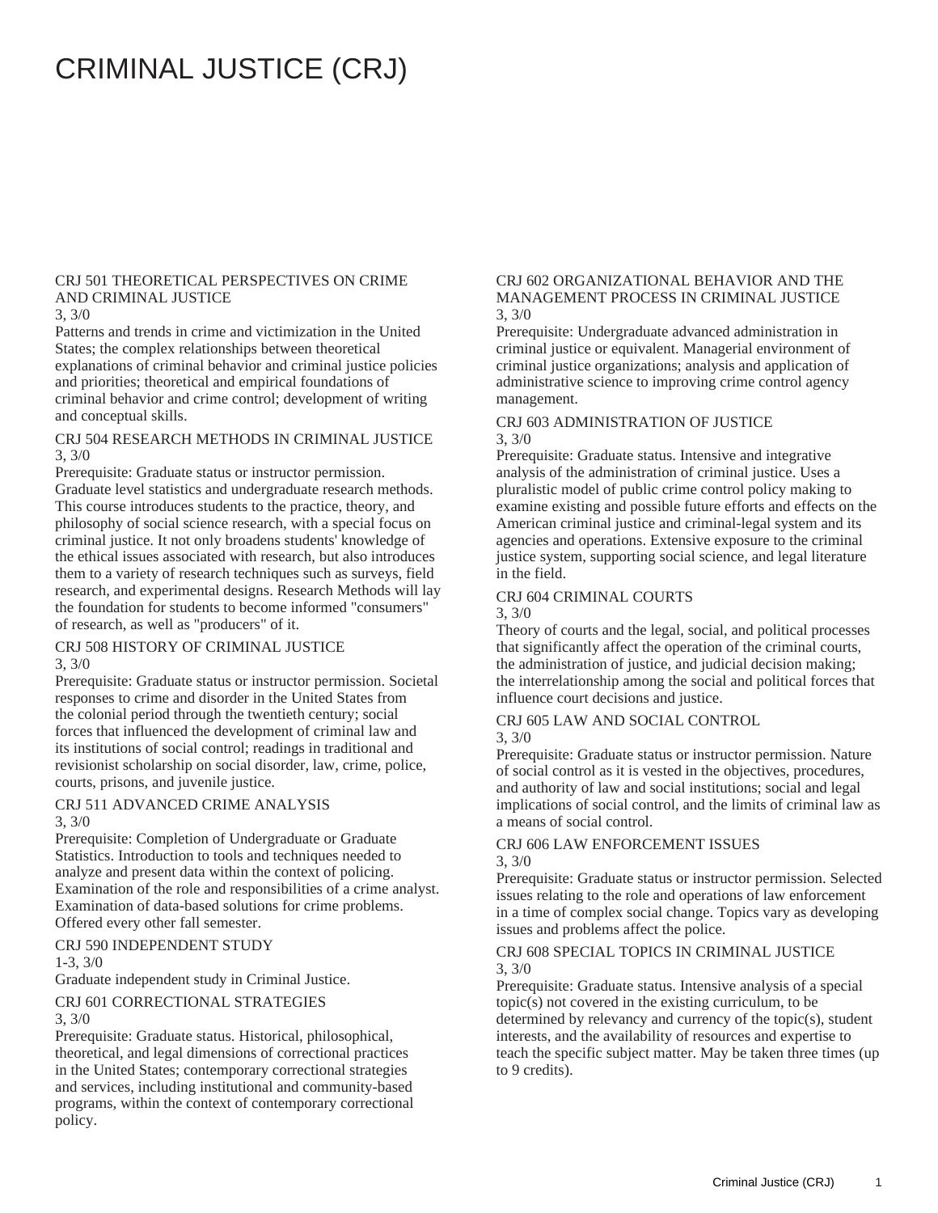# CRIMINAL JUSTICE (CRJ)

### CRJ 501 THEORETICAL PERSPECTIVES ON CRIME AND CRIMINAL JUSTICE

3, 3/0

Patterns and trends in crime and victimization in the United States; the complex relationships between theoretical explanations of criminal behavior and criminal justice policies and priorities; theoretical and empirical foundations of criminal behavior and crime control; development of writing and conceptual skills.

### CRJ 504 RESEARCH METHODS IN CRIMINAL JUSTICE

3, 3/0

Prerequisite: Graduate status or instructor permission. Graduate level statistics and undergraduate research methods. This course introduces students to the practice, theory, and philosophy of social science research, with a special focus on criminal justice. It not only broadens students' knowledge of the ethical issues associated with research, but also introduces them to a variety of research techniques such as surveys, field research, and experimental designs. Research Methods will lay the foundation for students to become informed "consumers" of research, as well as "producers" of it.

### CRJ 508 HISTORY OF CRIMINAL JUSTICE

3, 3/0

Prerequisite: Graduate status or instructor permission. Societal responses to crime and disorder in the United States from the colonial period through the twentieth century; social forces that influenced the development of criminal law and its institutions of social control; readings in traditional and revisionist scholarship on social disorder, law, crime, police, courts, prisons, and juvenile justice.

### CRJ 511 ADVANCED CRIME ANALYSIS

3, 3/0

Prerequisite: Completion of Undergraduate or Graduate Statistics. Introduction to tools and techniques needed to analyze and present data within the context of policing. Examination of the role and responsibilities of a crime analyst. Examination of data-based solutions for crime problems. Offered every other fall semester.

### CRJ 590 INDEPENDENT STUDY

1-3, 3/0

Graduate independent study in Criminal Justice.

### CRJ 601 CORRECTIONAL STRATEGIES

3, 3/0

Prerequisite: Graduate status. Historical, philosophical, theoretical, and legal dimensions of correctional practices in the United States; contemporary correctional strategies and services, including institutional and community-based programs, within the context of contemporary correctional policy.

### CRJ 602 ORGANIZATIONAL BEHAVIOR AND THE MANAGEMENT PROCESS IN CRIMINAL JUSTICE

3, 3/0

Prerequisite: Undergraduate advanced administration in criminal justice or equivalent. Managerial environment of criminal justice organizations; analysis and application of administrative science to improving crime control agency management.

### CRJ 603 ADMINISTRATION OF JUSTICE

3, 3/0

Prerequisite: Graduate status. Intensive and integrative analysis of the administration of criminal justice. Uses a pluralistic model of public crime control policy making to examine existing and possible future efforts and effects on the American criminal justice and criminal-legal system and its agencies and operations. Extensive exposure to the criminal justice system, supporting social science, and legal literature in the field.

### CRJ 604 CRIMINAL COURTS

3, 3/0

Theory of courts and the legal, social, and political processes that significantly affect the operation of the criminal courts, the administration of justice, and judicial decision making; the interrelationship among the social and political forces that influence court decisions and justice.

### CRJ 605 LAW AND SOCIAL CONTROL

3, 3/0

Prerequisite: Graduate status or instructor permission. Nature of social control as it is vested in the objectives, procedures, and authority of law and social institutions; social and legal implications of social control, and the limits of criminal law as a means of social control.

### CRJ 606 LAW ENFORCEMENT ISSUES

3, 3/0

Prerequisite: Graduate status or instructor permission. Selected issues relating to the role and operations of law enforcement in a time of complex social change. Topics vary as developing issues and problems affect the police.

### CRJ 608 SPECIAL TOPICS IN CRIMINAL JUSTICE

3, 3/0

Prerequisite: Graduate status. Intensive analysis of a special topic(s) not covered in the existing curriculum, to be determined by relevancy and currency of the topic(s), student interests, and the availability of resources and expertise to teach the specific subject matter. May be taken three times (up to 9 credits).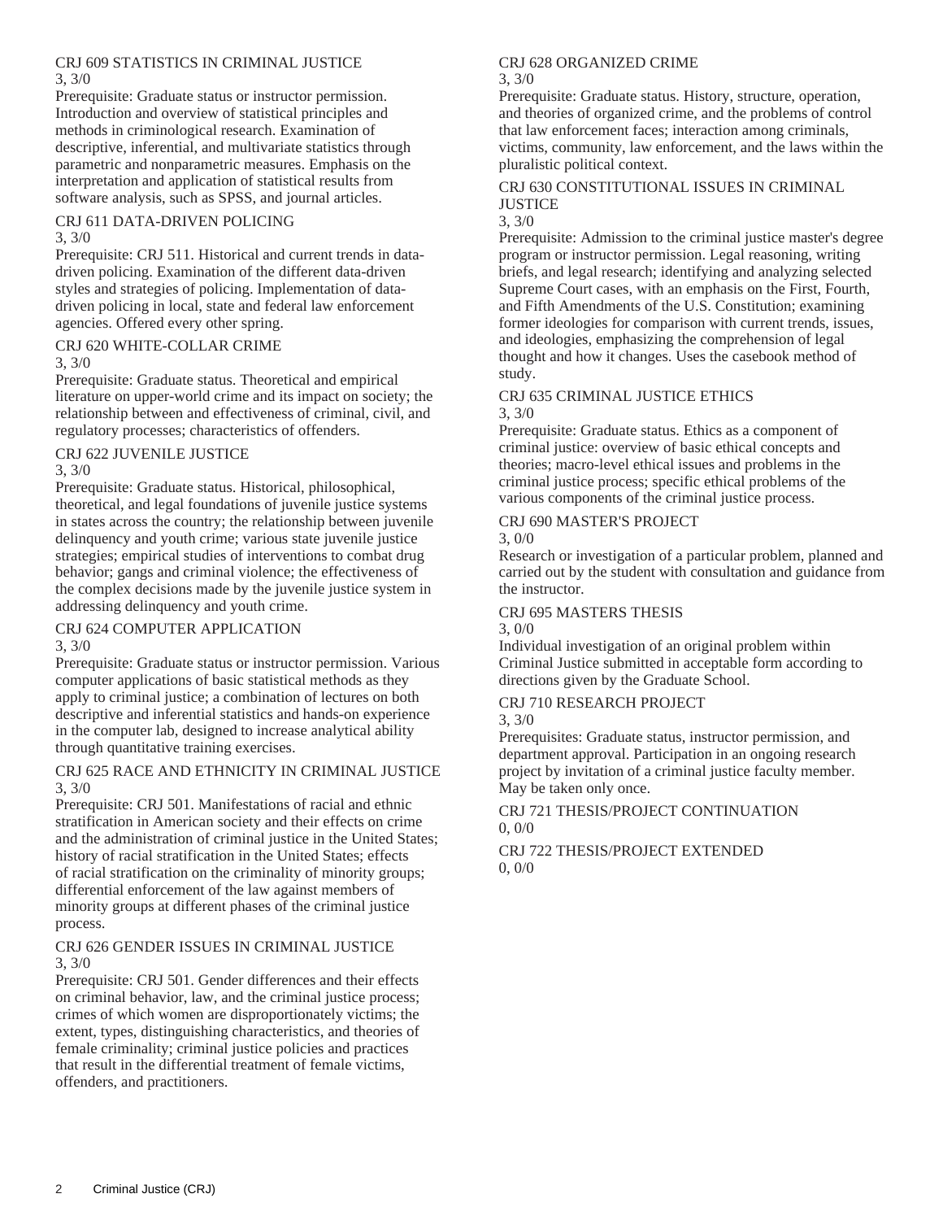#### CRJ 609 STATISTICS IN CRIMINAL JUSTICE

3, 3/0

Prerequisite: Graduate status or instructor permission. Introduction and overview of statistical principles and methods in criminological research. Examination of descriptive, inferential, and multivariate statistics through parametric and nonparametric measures. Emphasis on the interpretation and application of statistical results from software analysis, such as SPSS, and journal articles.

#### CRJ 611 DATA-DRIVEN POLICING

3, 3/0

Prerequisite: CRJ 511. Historical and current trends in data-driven policing. Examination of the different data-driven styles and strategies of policing. Implementation of data-driven policing in local, state and federal law enforcement agencies. Offered every other spring.

#### CRJ 620 WHITE-COLLAR CRIME

3, 3/0

Prerequisite: Graduate status. Theoretical and empirical literature on upper-world crime and its impact on society; the relationship between and effectiveness of criminal, civil, and regulatory processes; characteristics of offenders.

#### CRJ 622 JUVENILE JUSTICE

3, 3/0

Prerequisite: Graduate status. Historical, philosophical, theoretical, and legal foundations of juvenile justice systems in states across the country; the relationship between juvenile delinquency and youth crime; various state juvenile justice strategies; empirical studies of interventions to combat drug behavior; gangs and criminal violence; the effectiveness of the complex decisions made by the juvenile justice system in addressing delinquency and youth crime.

#### CRJ 624 COMPUTER APPLICATION

3, 3/0

Prerequisite: Graduate status or instructor permission. Various computer applications of basic statistical methods as they apply to criminal justice; a combination of lectures on both descriptive and inferential statistics and hands-on experience in the computer lab, designed to increase analytical ability through quantitative training exercises.

#### CRJ 625 RACE AND ETHNICITY IN CRIMINAL JUSTICE

3, 3/0

Prerequisite: CRJ 501. Manifestations of racial and ethnic stratification in American society and their effects on crime and the administration of criminal justice in the United States; history of racial stratification in the United States; effects of racial stratification on the criminality of minority groups; differential enforcement of the law against members of minority groups at different phases of the criminal justice process.

#### CRJ 626 GENDER ISSUES IN CRIMINAL JUSTICE

3, 3/0

Prerequisite: CRJ 501. Gender differences and their effects on criminal behavior, law, and the criminal justice process; crimes of which women are disproportionately victims; the extent, types, distinguishing characteristics, and theories of female criminality; criminal justice policies and practices that result in the differential treatment of female victims, offenders, and practitioners.

#### CRJ 628 ORGANIZED CRIME

3, 3/0

Prerequisite: Graduate status. History, structure, operation, and theories of organized crime, and the problems of control that law enforcement faces; interaction among criminals, victims, community, law enforcement, and the laws within the pluralistic political context.

#### CRJ 630 CONSTITUTIONAL ISSUES IN CRIMINAL JUSTICE

3, 3/0

Prerequisite: Admission to the criminal justice master's degree program or instructor permission. Legal reasoning, writing briefs, and legal research; identifying and analyzing selected Supreme Court cases, with an emphasis on the First, Fourth, and Fifth Amendments of the U.S. Constitution; examining former ideologies for comparison with current trends, issues, and ideologies, emphasizing the comprehension of legal thought and how it changes. Uses the casebook method of study.

#### CRJ 635 CRIMINAL JUSTICE ETHICS

3, 3/0

Prerequisite: Graduate status. Ethics as a component of criminal justice: overview of basic ethical concepts and theories; macro-level ethical issues and problems in the criminal justice process; specific ethical problems of the various components of the criminal justice process.

#### CRJ 690 MASTER'S PROJECT

3, 0/0

Research or investigation of a particular problem, planned and carried out by the student with consultation and guidance from the instructor.

#### CRJ 695 MASTERS THESIS

3, 0/0

Individual investigation of an original problem within Criminal Justice submitted in acceptable form according to directions given by the Graduate School.

#### CRJ 710 RESEARCH PROJECT

3, 3/0

Prerequisites: Graduate status, instructor permission, and department approval. Participation in an ongoing research project by invitation of a criminal justice faculty member. May be taken only once.

#### CRJ 721 THESIS/PROJECT CONTINUATION

0, 0/0

#### CRJ 722 THESIS/PROJECT EXTENDED

0, 0/0